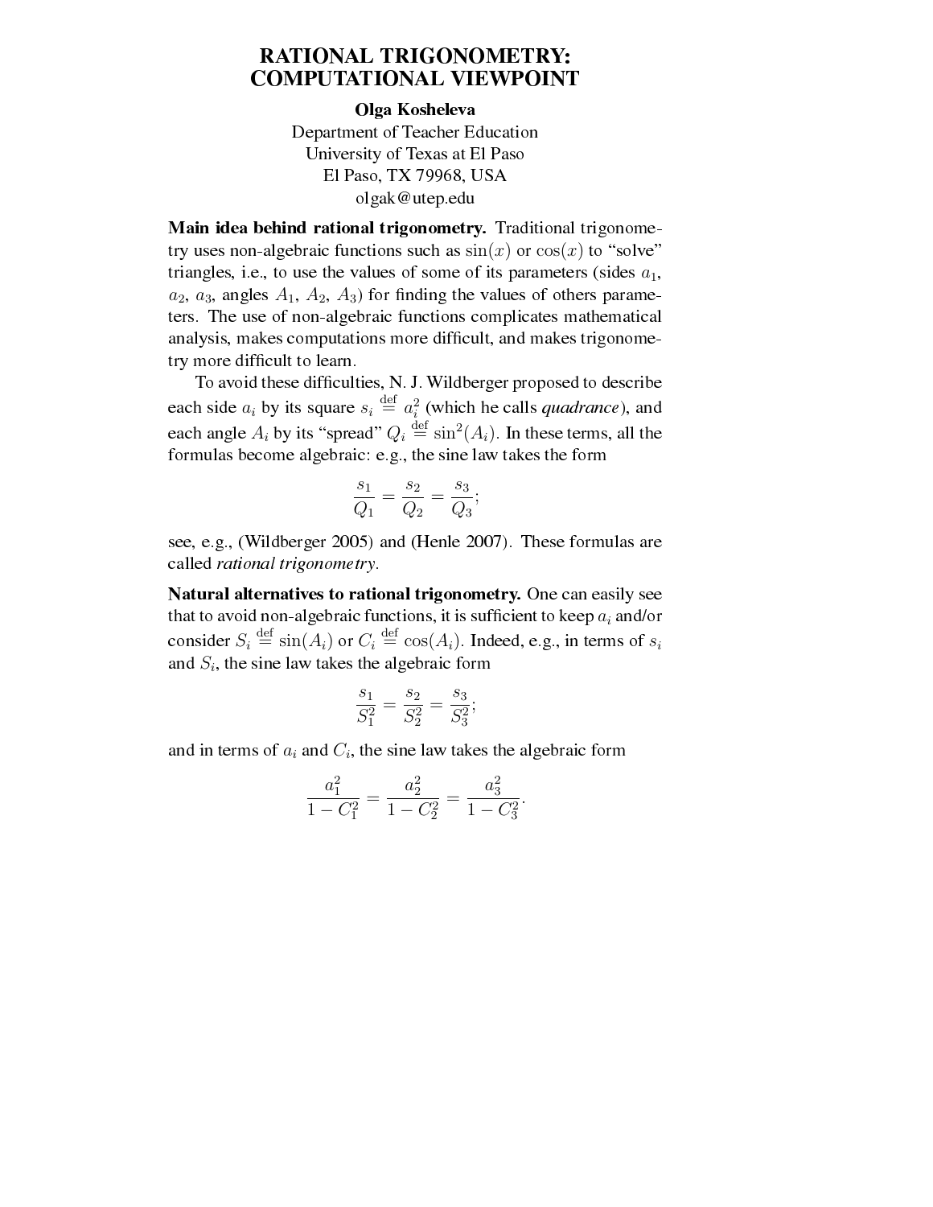# RATIONAL TRIGONOMETRY: COMPUTATIONAL VIEWPOINT

**Olga Kosheleva**
Department of Teacher Education
University of Texas at El Paso
El Paso, TX 79968, USA
olgak@utep.edu

**Main idea behind rational trigonometry.** Traditional trigonometry uses non-algebraic functions such as $\sin(x)$ or $\cos(x)$ to "solve" triangles, i.e., to use the values of some of its parameters (sides $a_1$, $a_2$, $a_3$, angles $A_1$, $A_2$, $A_3$) for finding the values of others parameters. The use of non-algebraic functions complicates mathematical analysis, makes computations more difficult, and makes trigonometry more difficult to learn.

To avoid these difficulties, N. J. Wildberger proposed to describe each side $a_i$ by its square $s_i \stackrel{\text{def}}{=} a_i^2$ (which he calls *quadrance*), and each angle $A_i$ by its "spread" $Q_i \stackrel{\text{def}}{=} \sin^2(A_i)$. In these terms, all the formulas become algebraic: e.g., the sine law takes the form

$$\frac{s_1}{Q_1} = \frac{s_2}{Q_2} = \frac{s_3}{Q_3};$$

see, e.g., (Wildberger 2005) and (Henle 2007). These formulas are called *rational trigonometry*.

**Natural alternatives to rational trigonometry.** One can easily see that to avoid non-algebraic functions, it is sufficient to keep $a_i$ and/or consider $S_i \stackrel{\text{def}}{=} \sin(A_i)$ or $C_i \stackrel{\text{def}}{=} \cos(A_i)$. Indeed, e.g., in terms of $s_i$ and $S_i$, the sine law takes the algebraic form

$$\frac{s_1}{S_1^2} = \frac{s_2}{S_2^2} = \frac{s_3}{S_3^2};$$

and in terms of $a_i$ and $C_i$, the sine law takes the algebraic form

$$\frac{a_1^2}{1 - C_1^2} = \frac{a_2^2}{1 - C_2^2} = \frac{a_3^2}{1 - C_3^2}.$$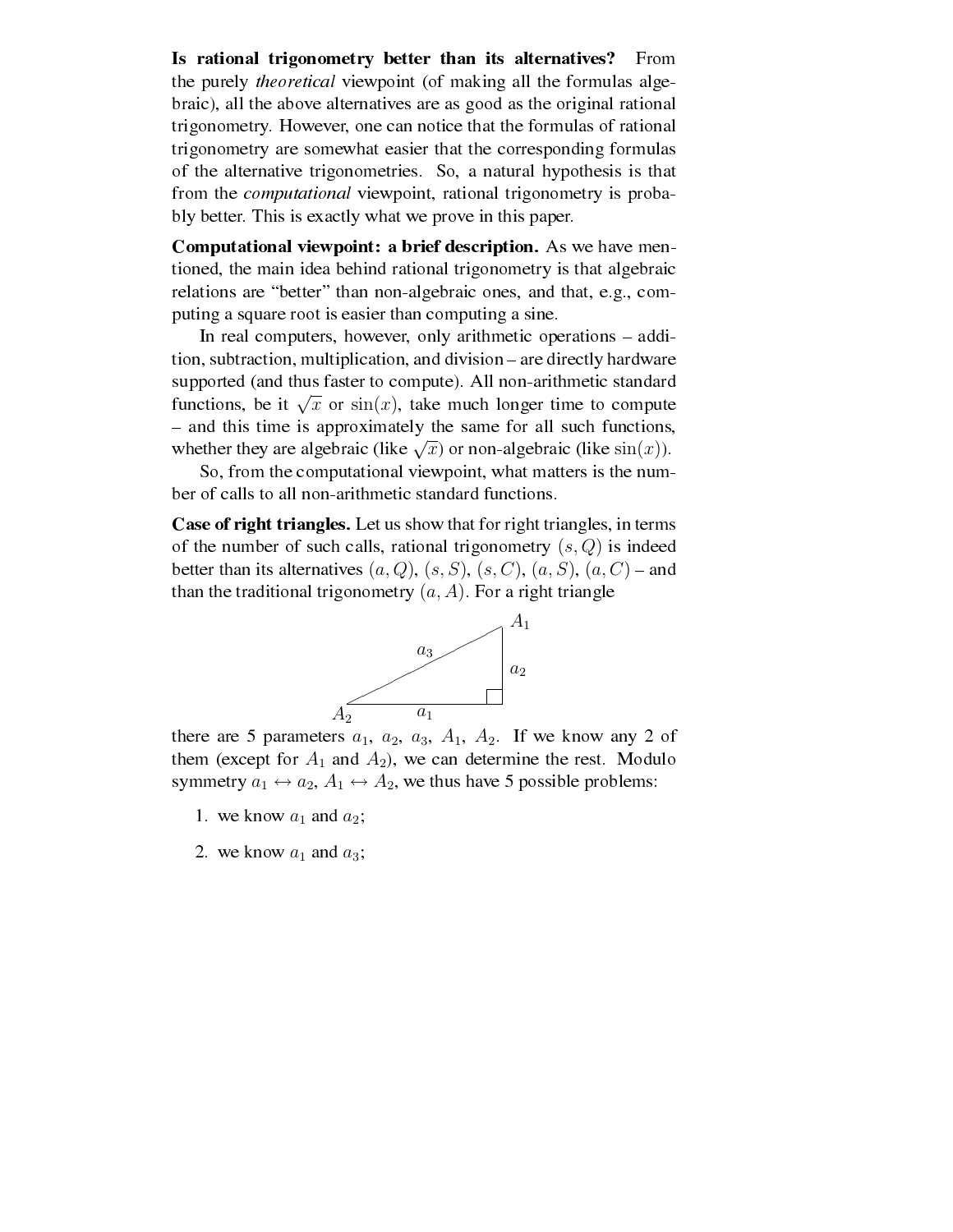**Is rational trigonometry better than its alternatives?** From the purely *theoretical* viewpoint (of making all the formulas algebraic), all the above alternatives are as good as the original rational trigonometry. However, one can notice that the formulas of rational trigonometry are somewhat easier that the corresponding formulas of the alternative trigonometries. So, a natural hypothesis is that from the *computational* viewpoint, rational trigonometry is probably better. This is exactly what we prove in this paper.

**Computational viewpoint: a brief description.** As we have mentioned, the main idea behind rational trigonometry is that algebraic relations are "better" than non-algebraic ones, and that, e.g., computing a square root is easier than computing a sine.

In real computers, however, only arithmetic operations – addition, subtraction, multiplication, and division – are directly hardware supported (and thus faster to compute). All non-arithmetic standard functions, be it $\sqrt{x}$ or $\sin(x)$, take much longer time to compute – and this time is approximately the same for all such functions, whether they are algebraic (like $\sqrt{x}$) or non-algebraic (like $\sin(x)$).

So, from the computational viewpoint, what matters is the number of calls to all non-arithmetic standard functions.

**Case of right triangles.** Let us show that for right triangles, in terms of the number of such calls, rational trigonometry $(s, Q)$ is indeed better than its alternatives $(a, Q)$, $(s, S)$, $(s, C)$, $(a, S)$, $(a, C)$ – and than the traditional trigonometry $(a, A)$. For a right triangle

there are 5 parameters $a_1$, $a_2$, $a_3$, $A_1$, $A_2$. If we know any 2 of them (except for $A_1$ and $A_2$), we can determine the rest. Modulo symmetry $a_1 \leftrightarrow a_2$, $A_1 \leftrightarrow A_2$, we thus have 5 possible problems:

1. we know $a_1$ and $a_2$;
2. we know $a_1$ and $a_3$;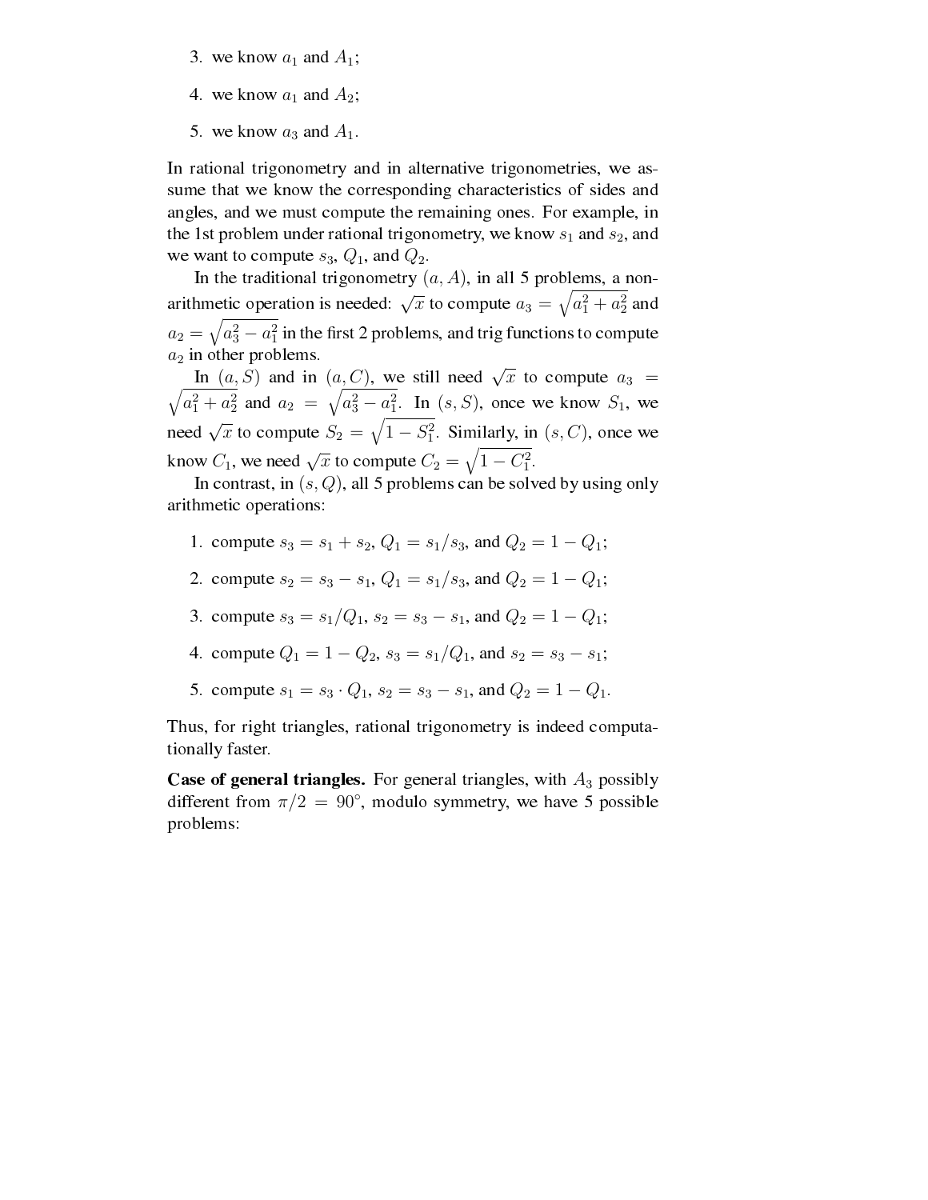3. we know $a_1$ and $A_1$;
4. we know $a_1$ and $A_2$;
5. we know $a_3$ and $A_1$.

In rational trigonometry and in alternative trigonometries, we assume that we know the corresponding characteristics of sides and angles, and we must compute the remaining ones. For example, in the 1st problem under rational trigonometry, we know $s_1$ and $s_2$, and we want to compute $s_3$, $Q_1$, and $Q_2$.

In the traditional trigonometry $(a, A)$, in all 5 problems, a non-arithmetic operation is needed: $\sqrt{x}$ to compute $a_3 = \sqrt{a_1^2 + a_2^2}$ and $a_2 = \sqrt{a_3^2 - a_1^2}$ in the first 2 problems, and trig functions to compute $a_2$ in other problems.

In $(a, S)$ and in $(a, C)$, we still need $\sqrt{x}$ to compute $a_3 = \sqrt{a_1^2 + a_2^2}$ and $a_2 = \sqrt{a_3^2 - a_1^2}$. In $(s, S)$, once we know $S_1$, we need $\sqrt{x}$ to compute $S_2 = \sqrt{1 - S_1^2}$. Similarly, in $(s, C)$, once we know $C_1$, we need $\sqrt{x}$ to compute $C_2 = \sqrt{1 - C_1^2}$.

In contrast, in $(s, Q)$, all 5 problems can be solved by using only arithmetic operations:

1. compute $s_3 = s_1 + s_2$, $Q_1 = s_1/s_3$, and $Q_2 = 1 - Q_1$;
2. compute $s_2 = s_3 - s_1$, $Q_1 = s_1/s_3$, and $Q_2 = 1 - Q_1$;
3. compute $s_3 = s_1/Q_1$, $s_2 = s_3 - s_1$, and $Q_2 = 1 - Q_1$;
4. compute $Q_1 = 1 - Q_2$, $s_3 = s_1/Q_1$, and $s_2 = s_3 - s_1$;
5. compute $s_1 = s_3 \cdot Q_1$, $s_2 = s_3 - s_1$, and $Q_2 = 1 - Q_1$.

Thus, for right triangles, rational trigonometry is indeed computationally faster.

**Case of general triangles.** For general triangles, with $A_3$ possibly different from $\pi/2 = 90^\circ$, modulo symmetry, we have 5 possible problems: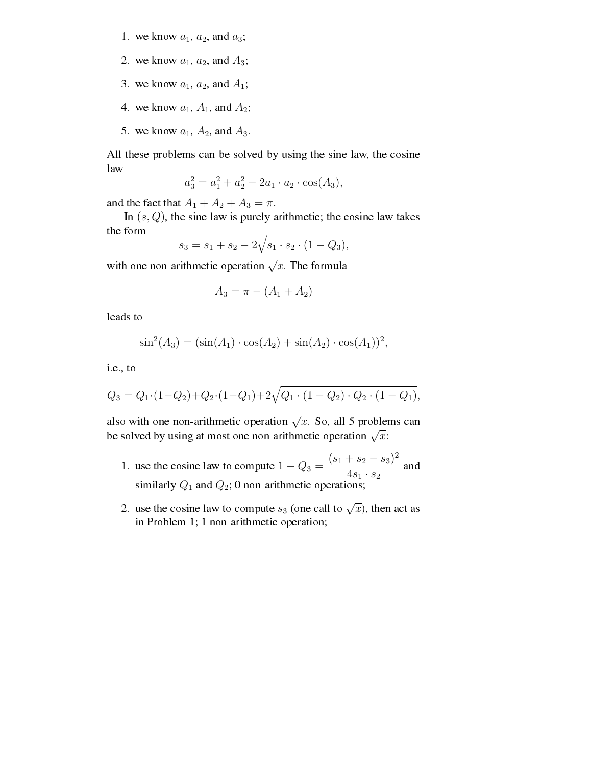1. we know $a_1$, $a_2$, and $a_3$;
2. we know $a_1$, $a_2$, and $A_3$;
3. we know $a_1$, $a_2$, and $A_1$;
4. we know $a_1$, $A_1$, and $A_2$;
5. we know $a_1$, $A_2$, and $A_3$.

All these problems can be solved by using the sine law, the cosine law

$$a_3^2 = a_1^2 + a_2^2 - 2a_1 \cdot a_2 \cdot \cos(A_3),$$

and the fact that $A_1 + A_2 + A_3 = \pi$.

In $(s, Q)$, the sine law is purely arithmetic; the cosine law takes the form

$$s_3 = s_1 + s_2 - 2\sqrt{s_1 \cdot s_2 \cdot (1 - Q_3)},$$

with one non-arithmetic operation $\sqrt{x}$. The formula

$$A_3 = \pi - (A_1 + A_2)$$

leads to

$$\sin^2(A_3) = (\sin(A_1) \cdot \cos(A_2) + \sin(A_2) \cdot \cos(A_1))^2,$$

i.e., to

$$Q_3 = Q_1 \cdot (1 - Q_2) + Q_2 \cdot (1 - Q_1) + 2\sqrt{Q_1 \cdot (1 - Q_2) \cdot Q_2 \cdot (1 - Q_1)},$$

also with one non-arithmetic operation $\sqrt{x}$. So, all 5 problems can be solved by using at most one non-arithmetic operation $\sqrt{x}$:

1. use the cosine law to compute $1 - Q_3 = \dfrac{(s_1 + s_2 - s_3)^2}{4s_1 \cdot s_2}$ and similarly $Q_1$ and $Q_2$; 0 non-arithmetic operations;
2. use the cosine law to compute $s_3$ (one call to $\sqrt{x}$), then act as in Problem 1; 1 non-arithmetic operation;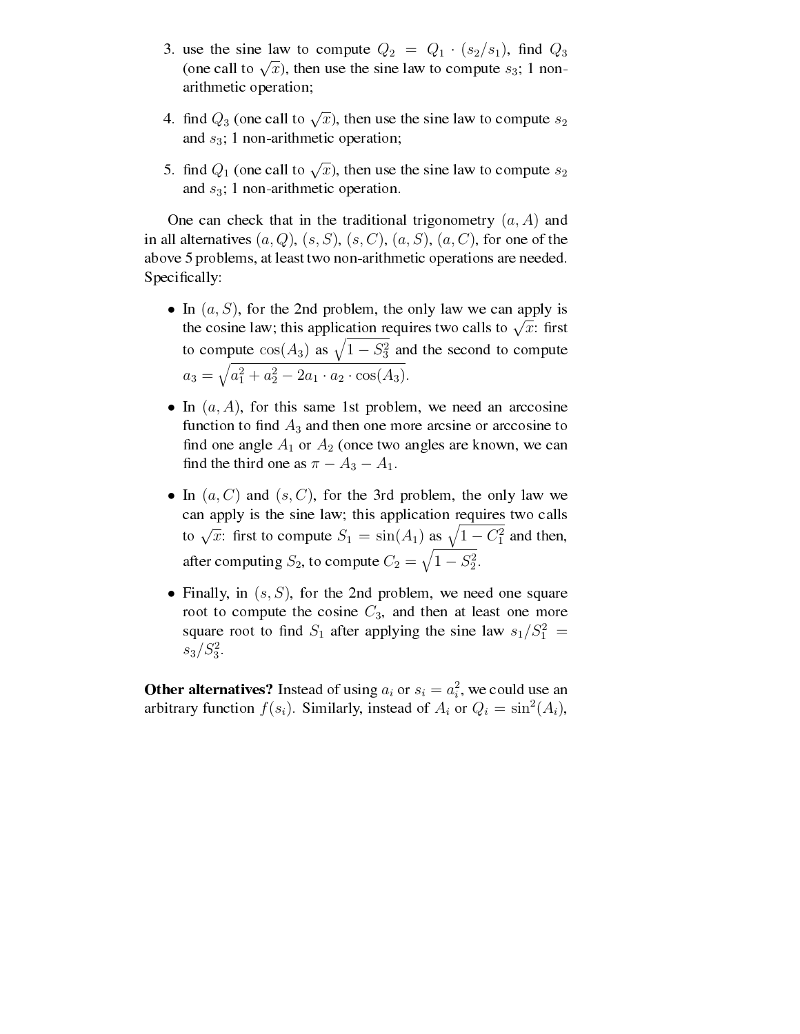3. use the sine law to compute $Q_2 = Q_1 \cdot (s_2/s_1)$, find $Q_3$ (one call to $\sqrt{x}$), then use the sine law to compute $s_3$; 1 non-arithmetic operation;

4. find $Q_3$ (one call to $\sqrt{x}$), then use the sine law to compute $s_2$ and $s_3$; 1 non-arithmetic operation;

5. find $Q_1$ (one call to $\sqrt{x}$), then use the sine law to compute $s_2$ and $s_3$; 1 non-arithmetic operation.

One can check that in the traditional trigonometry $(a, A)$ and in all alternatives $(a, Q)$, $(s, S)$, $(s, C)$, $(a, S)$, $(a, C)$, for one of the above 5 problems, at least two non-arithmetic operations are needed. Specifically:

- In $(a, S)$, for the 2nd problem, the only law we can apply is the cosine law; this application requires two calls to $\sqrt{x}$: first to compute $\cos(A_3)$ as $\sqrt{1 - S_3^2}$ and the second to compute $a_3 = \sqrt{a_1^2 + a_2^2 - 2a_1 \cdot a_2 \cdot \cos(A_3)}$.

- In $(a, A)$, for this same 1st problem, we need an arccosine function to find $A_3$ and then one more arcsine or arccosine to find one angle $A_1$ or $A_2$ (once two angles are known, we can find the third one as $\pi - A_3 - A_1$.

- In $(a, C)$ and $(s, C)$, for the 3rd problem, the only law we can apply is the sine law; this application requires two calls to $\sqrt{x}$: first to compute $S_1 = \sin(A_1)$ as $\sqrt{1 - C_1^2}$ and then, after computing $S_2$, to compute $C_2 = \sqrt{1 - S_2^2}$.

- Finally, in $(s, S)$, for the 2nd problem, we need one square root to compute the cosine $C_3$, and then at least one more square root to find $S_1$ after applying the sine law $s_1/S_1^2 = s_3/S_3^2$.

**Other alternatives?** Instead of using $a_i$ or $s_i = a_i^2$, we could use an arbitrary function $f(s_i)$. Similarly, instead of $A_i$ or $Q_i = \sin^2(A_i)$,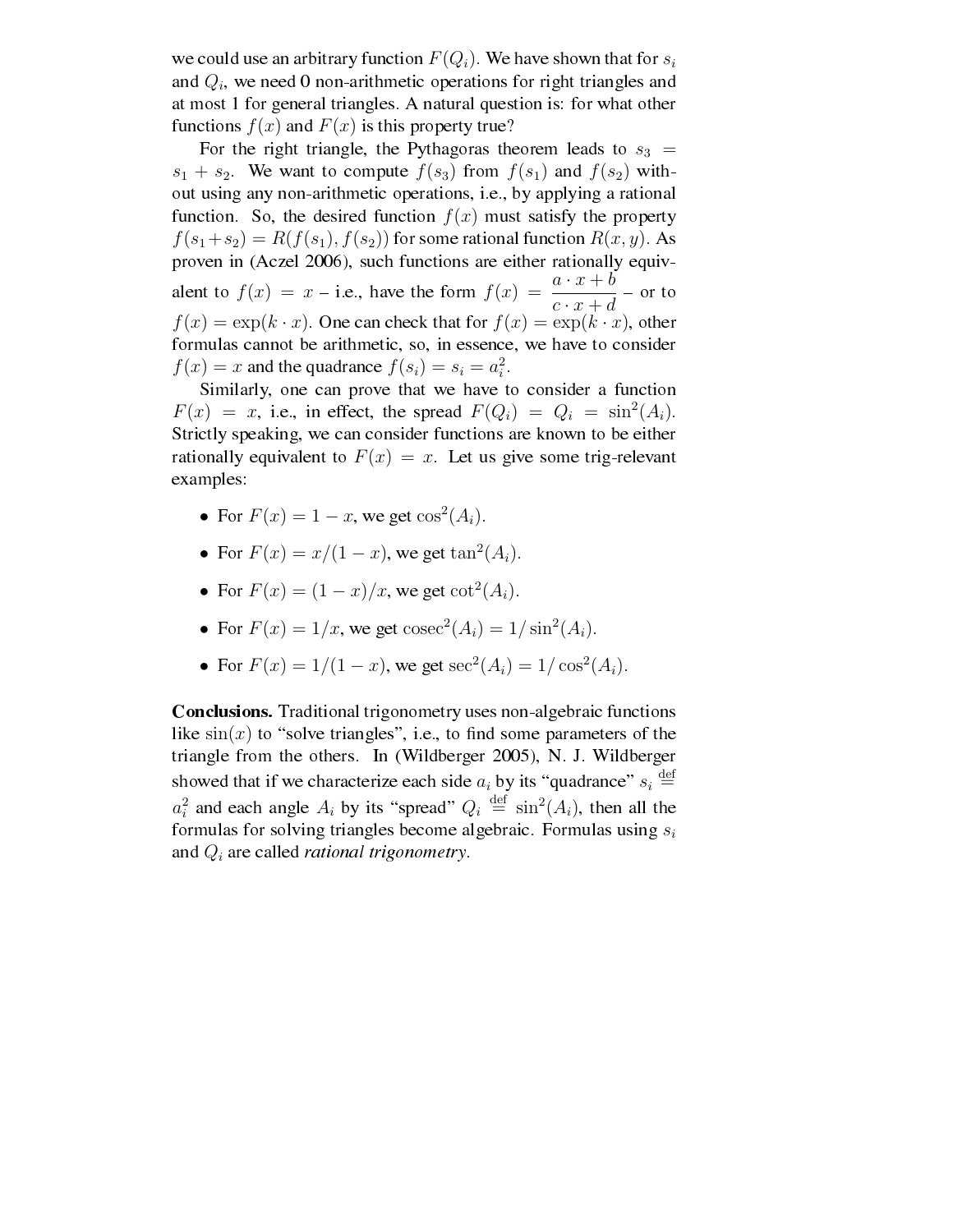we could use an arbitrary function $F(Q_i)$. We have shown that for $s_i$ and $Q_i$, we need 0 non-arithmetic operations for right triangles and at most 1 for general triangles. A natural question is: for what other functions $f(x)$ and $F(x)$ is this property true?

For the right triangle, the Pythagoras theorem leads to $s_3 = s_1 + s_2$. We want to compute $f(s_3)$ from $f(s_1)$ and $f(s_2)$ without using any non-arithmetic operations, i.e., by applying a rational function. So, the desired function $f(x)$ must satisfy the property $f(s_1+s_2) = R(f(s_1), f(s_2))$ for some rational function $R(x, y)$. As proven in (Aczel 2006), such functions are either rationally equivalent to $f(x) = x$ – i.e., have the form $f(x) = \dfrac{a \cdot x + b}{c \cdot x + d}$ – or to $f(x) = \exp(k \cdot x)$. One can check that for $f(x) = \exp(k \cdot x)$, other formulas cannot be arithmetic, so, in essence, we have to consider $f(x) = x$ and the quadrance $f(s_i) = s_i = a_i^2$.

Similarly, one can prove that we have to consider a function $F(x) = x$, i.e., in effect, the spread $F(Q_i) = Q_i = \sin^2(A_i)$. Strictly speaking, we can consider functions are known to be either rationally equivalent to $F(x) = x$. Let us give some trig-relevant examples:

- For $F(x) = 1 - x$, we get $\cos^2(A_i)$.
- For $F(x) = x/(1 - x)$, we get $\tan^2(A_i)$.
- For $F(x) = (1 - x)/x$, we get $\cot^2(A_i)$.
- For $F(x) = 1/x$, we get $\mathrm{cosec}^2(A_i) = 1/\sin^2(A_i)$.
- For $F(x) = 1/(1 - x)$, we get $\sec^2(A_i) = 1/\cos^2(A_i)$.

**Conclusions.** Traditional trigonometry uses non-algebraic functions like $\sin(x)$ to "solve triangles", i.e., to find some parameters of the triangle from the others. In (Wildberger 2005), N. J. Wildberger showed that if we characterize each side $a_i$ by its "quadrance" $s_i \stackrel{\text{def}}{=} a_i^2$ and each angle $A_i$ by its "spread" $Q_i \stackrel{\text{def}}{=} \sin^2(A_i)$, then all the formulas for solving triangles become algebraic. Formulas using $s_i$ and $Q_i$ are called *rational trigonometry*.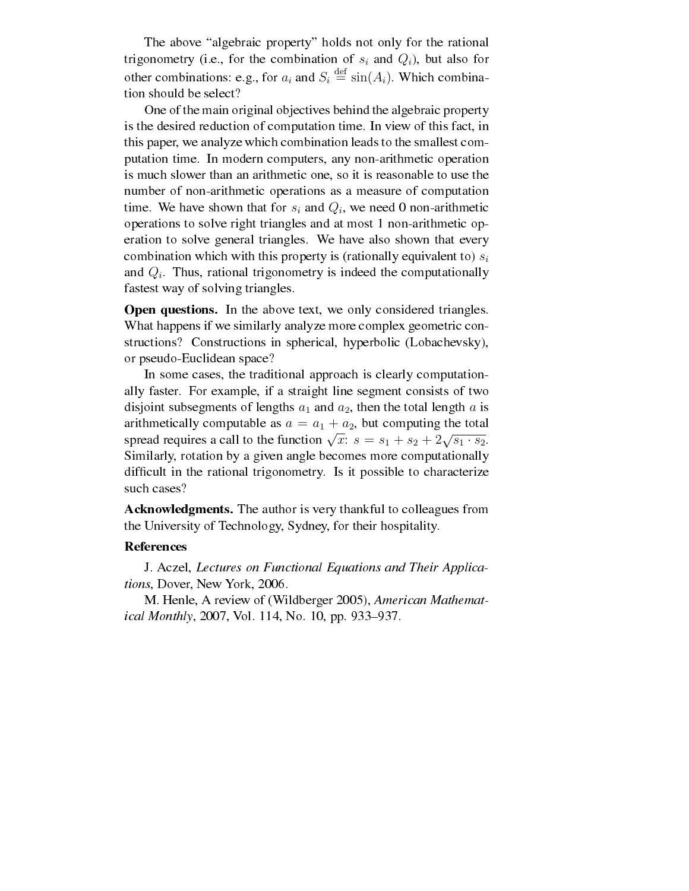The above "algebraic property" holds not only for the rational trigonometry (i.e., for the combination of $s_i$ and $Q_i$), but also for other combinations: e.g., for $a_i$ and $S_i \stackrel{\rm def}{=} \sin(A_i)$. Which combination should be select?

One of the main original objectives behind the algebraic property is the desired reduction of computation time. In view of this fact, in this paper, we analyze which combination leads to the smallest computation time. In modern computers, any non-arithmetic operation is much slower than an arithmetic one, so it is reasonable to use the number of non-arithmetic operations as a measure of computation time. We have shown that for $s_i$ and $Q_i$, we need 0 non-arithmetic operations to solve right triangles and at most 1 non-arithmetic operation to solve general triangles. We have also shown that every combination which with this property is (rationally equivalent to) $s_i$ and $Q_i$. Thus, rational trigonometry is indeed the computationally fastest way of solving triangles.

**Open questions.** In the above text, we only considered triangles. What happens if we similarly analyze more complex geometric constructions? Constructions in spherical, hyperbolic (Lobachevsky), or pseudo-Euclidean space?

In some cases, the traditional approach is clearly computationally faster. For example, if a straight line segment consists of two disjoint subsegments of lengths $a_1$ and $a_2$, then the total length $a$ is arithmetically computable as $a = a_1 + a_2$, but computing the total spread requires a call to the function $\sqrt{x}$: $s = s_1 + s_2 + 2\sqrt{s_1 \cdot s_2}$. Similarly, rotation by a given angle becomes more computationally difficult in the rational trigonometry. Is it possible to characterize such cases?

**Acknowledgments.** The author is very thankful to colleagues from the University of Technology, Sydney, for their hospitality.

**References**

J. Aczel, *Lectures on Functional Equations and Their Applications*, Dover, New York, 2006.

M. Henle, A review of (Wildberger 2005), *American Mathematical Monthly*, 2007, Vol. 114, No. 10, pp. 933–937.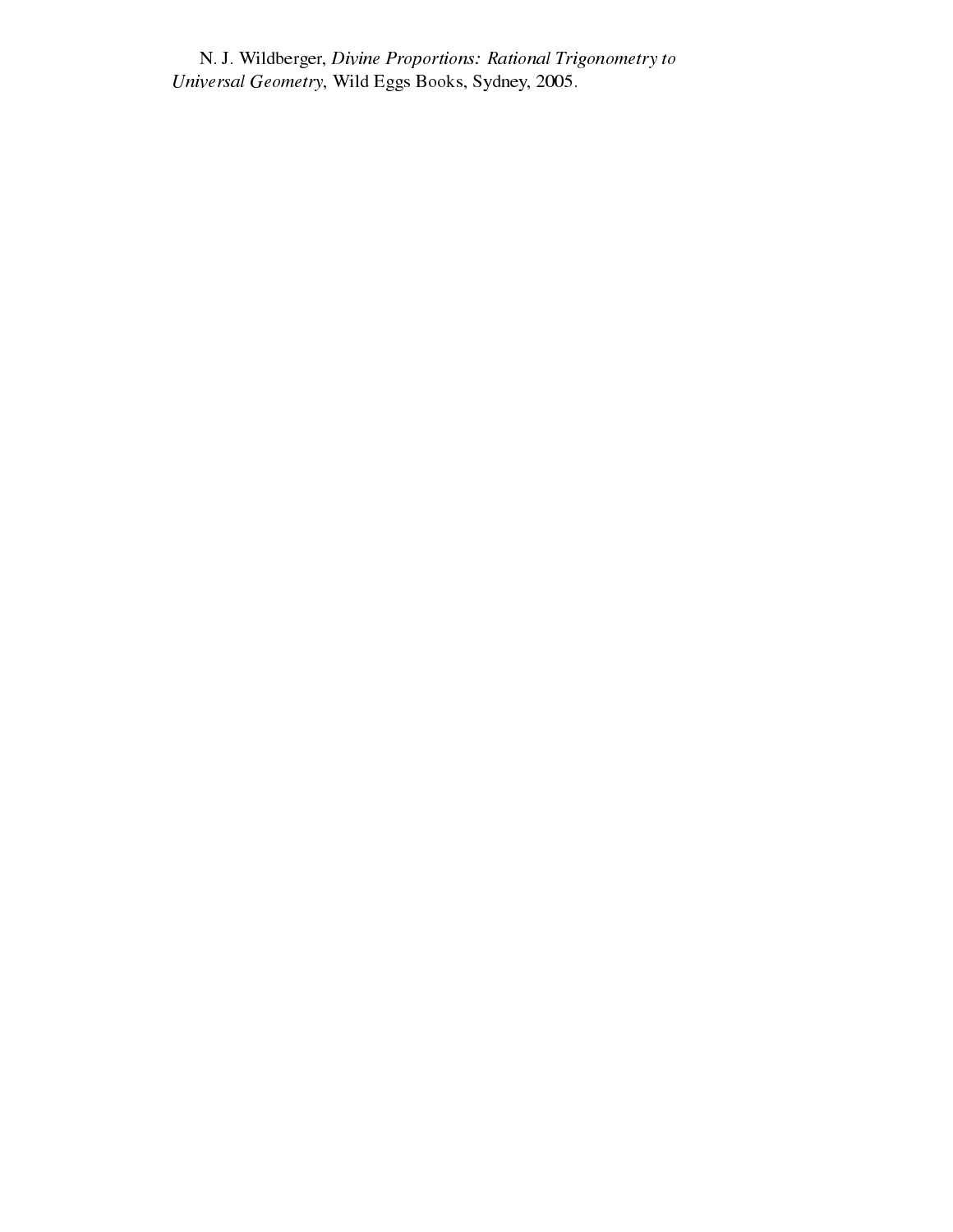N. J. Wildberger, *Divine Proportions: Rational Trigonometry to Universal Geometry*, Wild Eggs Books, Sydney, 2005.